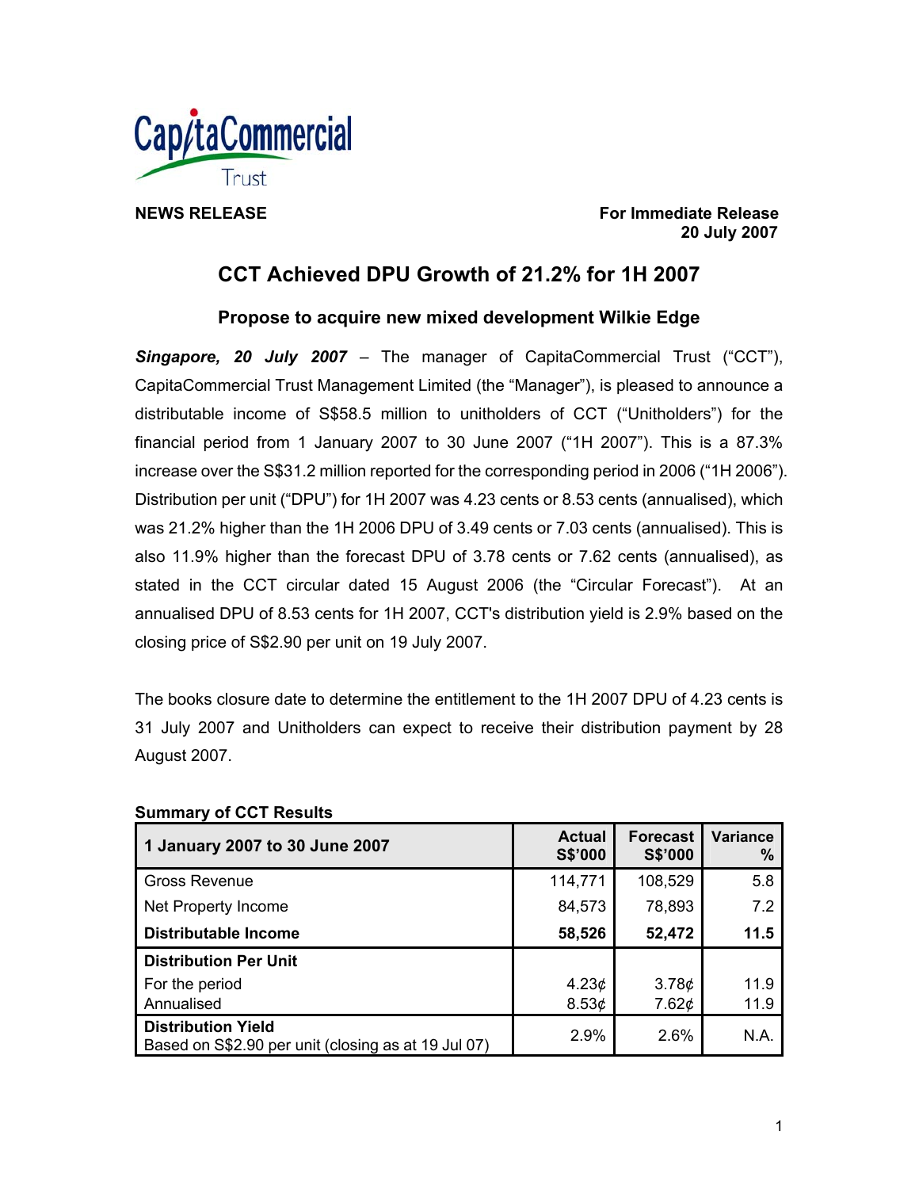CapitaCommercial Trust

**NEWS RELEASE**

**For Immediate Release**
**20 July 2007**

# CCT Achieved DPU Growth of 21.2% for 1H 2007

## Propose to acquire new mixed development Wilkie Edge

***Singapore, 20 July 2007*** – The manager of CapitaCommercial Trust ("CCT"), CapitaCommercial Trust Management Limited (the "Manager"), is pleased to announce a distributable income of S$58.5 million to unitholders of CCT ("Unitholders") for the financial period from 1 January 2007 to 30 June 2007 ("1H 2007"). This is a 87.3% increase over the S$31.2 million reported for the corresponding period in 2006 ("1H 2006"). Distribution per unit ("DPU") for 1H 2007 was 4.23 cents or 8.53 cents (annualised), which was 21.2% higher than the 1H 2006 DPU of 3.49 cents or 7.03 cents (annualised). This is also 11.9% higher than the forecast DPU of 3.78 cents or 7.62 cents (annualised), as stated in the CCT circular dated 15 August 2006 (the "Circular Forecast"). At an annualised DPU of 8.53 cents for 1H 2007, CCT's distribution yield is 2.9% based on the closing price of S$2.90 per unit on 19 July 2007.

The books closure date to determine the entitlement to the 1H 2007 DPU of 4.23 cents is 31 July 2007 and Unitholders can expect to receive their distribution payment by 28 August 2007.

**Summary of CCT Results**

| **1 January 2007 to 30 June 2007** | **Actual S$'000** | **Forecast S$'000** | **Variance %** |
|---|---|---|---|
| Gross Revenue | 114,771 | 108,529 | 5.8 |
| Net Property Income | 84,573 | 78,893 | 7.2 |
| **Distributable Income** | **58,526** | **52,472** | **11.5** |
| **Distribution Per Unit** | | | |
| For the period | 4.23¢ | 3.78¢ | 11.9 |
| Annualised | 8.53¢ | 7.62¢ | 11.9 |
| **Distribution Yield** Based on S$2.90 per unit (closing as at 19 Jul 07) | 2.9% | 2.6% | N.A. |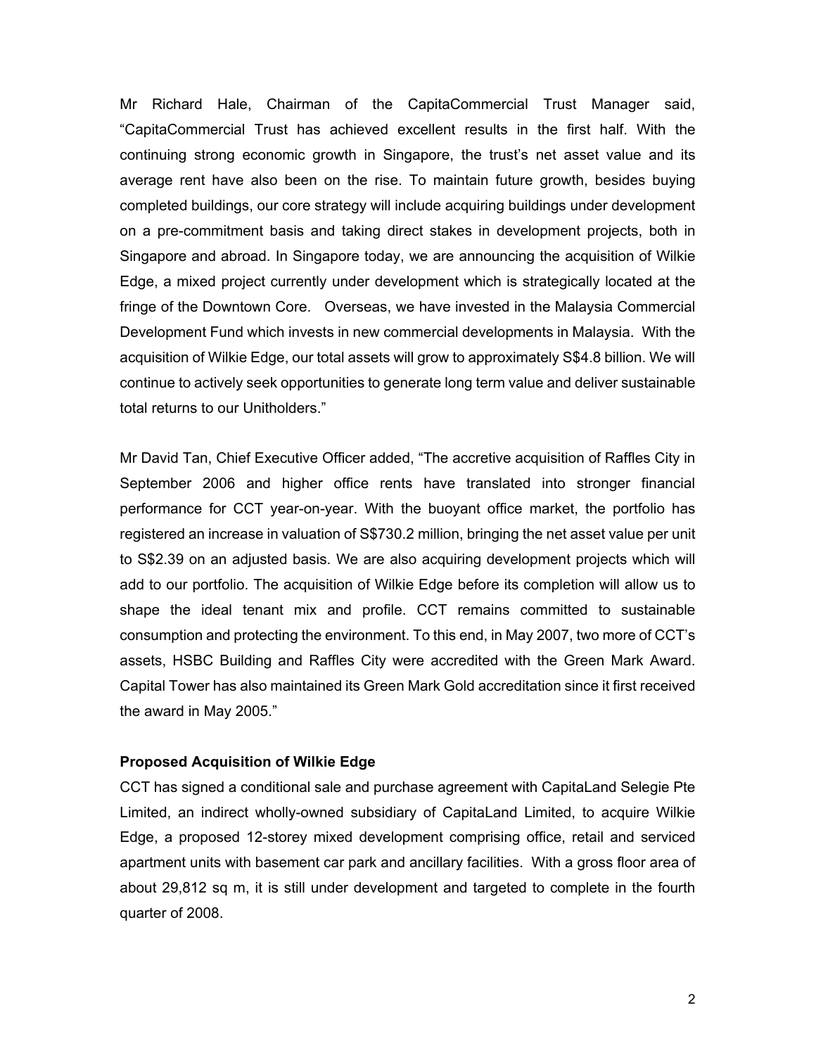Mr Richard Hale, Chairman of the CapitaCommercial Trust Manager said, "CapitaCommercial Trust has achieved excellent results in the first half. With the continuing strong economic growth in Singapore, the trust's net asset value and its average rent have also been on the rise. To maintain future growth, besides buying completed buildings, our core strategy will include acquiring buildings under development on a pre-commitment basis and taking direct stakes in development projects, both in Singapore and abroad. In Singapore today, we are announcing the acquisition of Wilkie Edge, a mixed project currently under development which is strategically located at the fringe of the Downtown Core. Overseas, we have invested in the Malaysia Commercial Development Fund which invests in new commercial developments in Malaysia. With the acquisition of Wilkie Edge, our total assets will grow to approximately S$4.8 billion. We will continue to actively seek opportunities to generate long term value and deliver sustainable total returns to our Unitholders."

Mr David Tan, Chief Executive Officer added, "The accretive acquisition of Raffles City in September 2006 and higher office rents have translated into stronger financial performance for CCT year-on-year. With the buoyant office market, the portfolio has registered an increase in valuation of S$730.2 million, bringing the net asset value per unit to S$2.39 on an adjusted basis. We are also acquiring development projects which will add to our portfolio. The acquisition of Wilkie Edge before its completion will allow us to shape the ideal tenant mix and profile. CCT remains committed to sustainable consumption and protecting the environment. To this end, in May 2007, two more of CCT's assets, HSBC Building and Raffles City were accredited with the Green Mark Award. Capital Tower has also maintained its Green Mark Gold accreditation since it first received the award in May 2005."

**Proposed Acquisition of Wilkie Edge**

CCT has signed a conditional sale and purchase agreement with CapitaLand Selegie Pte Limited, an indirect wholly-owned subsidiary of CapitaLand Limited, to acquire Wilkie Edge, a proposed 12-storey mixed development comprising office, retail and serviced apartment units with basement car park and ancillary facilities. With a gross floor area of about 29,812 sq m, it is still under development and targeted to complete in the fourth quarter of 2008.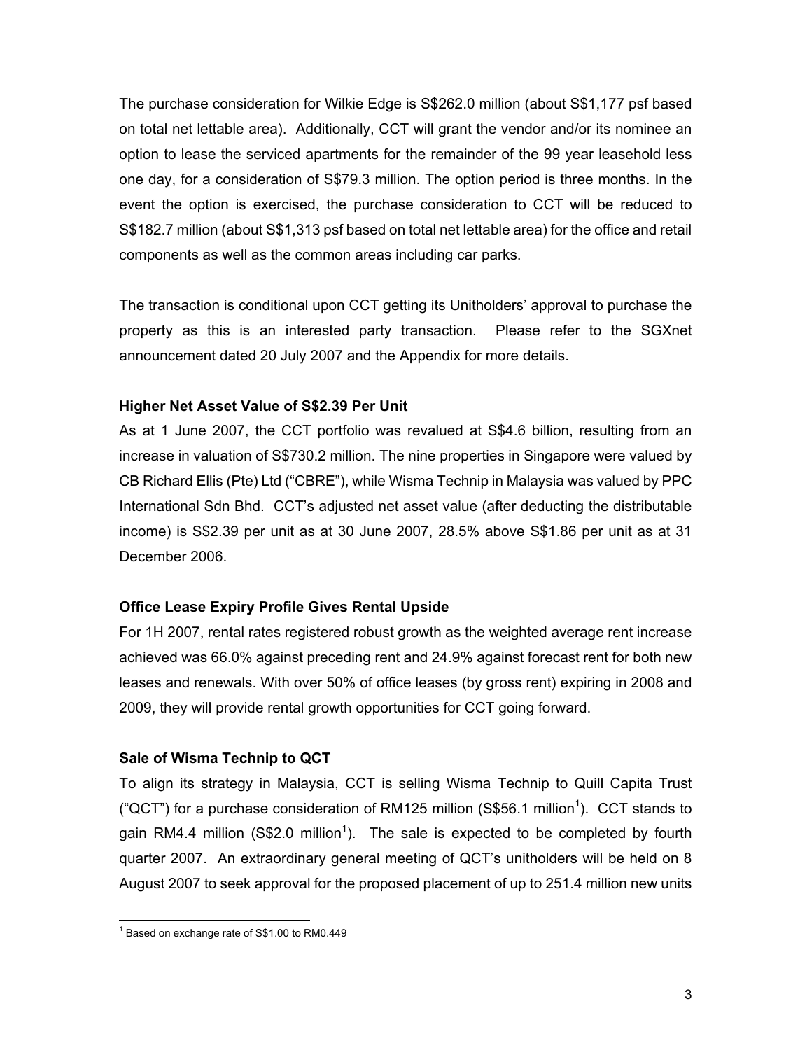The purchase consideration for Wilkie Edge is S$262.0 million (about S$1,177 psf based on total net lettable area). Additionally, CCT will grant the vendor and/or its nominee an option to lease the serviced apartments for the remainder of the 99 year leasehold less one day, for a consideration of S$79.3 million. The option period is three months. In the event the option is exercised, the purchase consideration to CCT will be reduced to S$182.7 million (about S$1,313 psf based on total net lettable area) for the office and retail components as well as the common areas including car parks.

The transaction is conditional upon CCT getting its Unitholders' approval to purchase the property as this is an interested party transaction. Please refer to the SGXnet announcement dated 20 July 2007 and the Appendix for more details.

**Higher Net Asset Value of S$2.39 Per Unit**

As at 1 June 2007, the CCT portfolio was revalued at S$4.6 billion, resulting from an increase in valuation of S$730.2 million. The nine properties in Singapore were valued by CB Richard Ellis (Pte) Ltd ("CBRE"), while Wisma Technip in Malaysia was valued by PPC International Sdn Bhd. CCT's adjusted net asset value (after deducting the distributable income) is S$2.39 per unit as at 30 June 2007, 28.5% above S$1.86 per unit as at 31 December 2006.

**Office Lease Expiry Profile Gives Rental Upside**

For 1H 2007, rental rates registered robust growth as the weighted average rent increase achieved was 66.0% against preceding rent and 24.9% against forecast rent for both new leases and renewals. With over 50% of office leases (by gross rent) expiring in 2008 and 2009, they will provide rental growth opportunities for CCT going forward.

**Sale of Wisma Technip to QCT**

To align its strategy in Malaysia, CCT is selling Wisma Technip to Quill Capita Trust ("QCT") for a purchase consideration of RM125 million (S$56.1 million[1]). CCT stands to gain RM4.4 million (S$2.0 million[1]). The sale is expected to be completed by fourth quarter 2007. An extraordinary general meeting of QCT's unitholders will be held on 8 August 2007 to seek approval for the proposed placement of up to 251.4 million new units

[1] Based on exchange rate of S$1.00 to RM0.449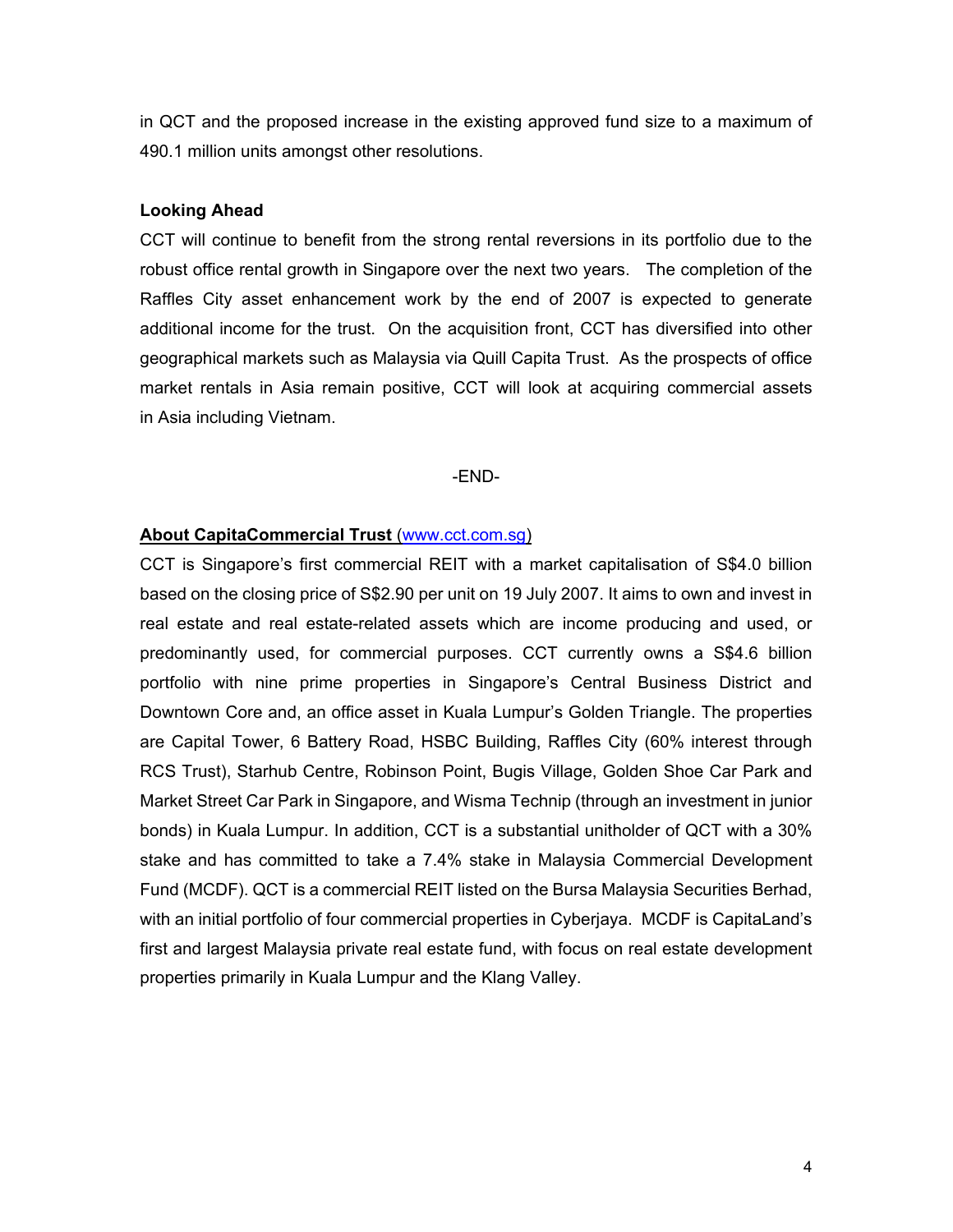in QCT and the proposed increase in the existing approved fund size to a maximum of 490.1 million units amongst other resolutions.

**Looking Ahead**

CCT will continue to benefit from the strong rental reversions in its portfolio due to the robust office rental growth in Singapore over the next two years. The completion of the Raffles City asset enhancement work by the end of 2007 is expected to generate additional income for the trust. On the acquisition front, CCT has diversified into other geographical markets such as Malaysia via Quill Capita Trust. As the prospects of office market rentals in Asia remain positive, CCT will look at acquiring commercial assets in Asia including Vietnam.

-END-

**About CapitaCommercial Trust** (www.cct.com.sg)

CCT is Singapore's first commercial REIT with a market capitalisation of S$4.0 billion based on the closing price of S$2.90 per unit on 19 July 2007. It aims to own and invest in real estate and real estate-related assets which are income producing and used, or predominantly used, for commercial purposes. CCT currently owns a S$4.6 billion portfolio with nine prime properties in Singapore's Central Business District and Downtown Core and, an office asset in Kuala Lumpur's Golden Triangle. The properties are Capital Tower, 6 Battery Road, HSBC Building, Raffles City (60% interest through RCS Trust), Starhub Centre, Robinson Point, Bugis Village, Golden Shoe Car Park and Market Street Car Park in Singapore, and Wisma Technip (through an investment in junior bonds) in Kuala Lumpur. In addition, CCT is a substantial unitholder of QCT with a 30% stake and has committed to take a 7.4% stake in Malaysia Commercial Development Fund (MCDF). QCT is a commercial REIT listed on the Bursa Malaysia Securities Berhad, with an initial portfolio of four commercial properties in Cyberjaya. MCDF is CapitaLand's first and largest Malaysia private real estate fund, with focus on real estate development properties primarily in Kuala Lumpur and the Klang Valley.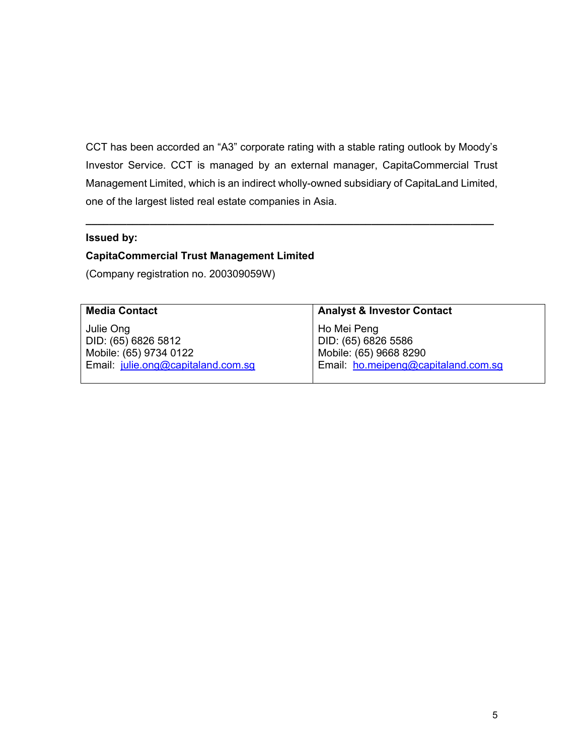CCT has been accorded an "A3" corporate rating with a stable rating outlook by Moody's Investor Service. CCT is managed by an external manager, CapitaCommercial Trust Management Limited, which is an indirect wholly-owned subsidiary of CapitaLand Limited, one of the largest listed real estate companies in Asia.

---

**Issued by:**

**CapitaCommercial Trust Management Limited**

(Company registration no. 200309059W)

| **Media Contact** | **Analyst & Investor Contact** |
| --- | --- |
| Julie Ong<br>DID: (65) 6826 5812<br>Mobile: (65) 9734 0122<br>Email: julie.ong@capitaland.com.sg | Ho Mei Peng<br>DID: (65) 6826 5586<br>Mobile: (65) 9668 8290<br>Email: ho.meipeng@capitaland.com.sg |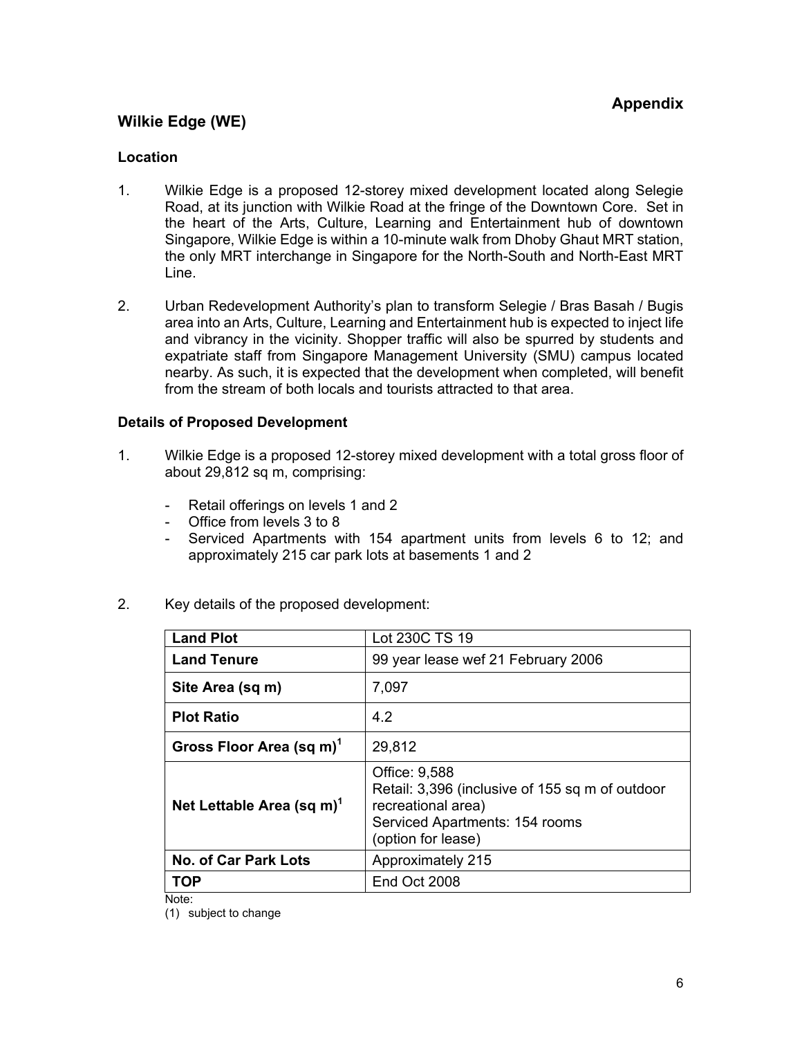**Appendix**

## Wilkie Edge (WE)

### Location

1. Wilkie Edge is a proposed 12-storey mixed development located along Selegie Road, at its junction with Wilkie Road at the fringe of the Downtown Core. Set in the heart of the Arts, Culture, Learning and Entertainment hub of downtown Singapore, Wilkie Edge is within a 10-minute walk from Dhoby Ghaut MRT station, the only MRT interchange in Singapore for the North-South and North-East MRT Line.

2. Urban Redevelopment Authority's plan to transform Selegie / Bras Basah / Bugis area into an Arts, Culture, Learning and Entertainment hub is expected to inject life and vibrancy in the vicinity. Shopper traffic will also be spurred by students and expatriate staff from Singapore Management University (SMU) campus located nearby. As such, it is expected that the development when completed, will benefit from the stream of both locals and tourists attracted to that area.

### Details of Proposed Development

1. Wilkie Edge is a proposed 12-storey mixed development with a total gross floor of about 29,812 sq m, comprising:

   - Retail offerings on levels 1 and 2
   - Office from levels 3 to 8
   - Serviced Apartments with 154 apartment units from levels 6 to 12; and approximately 215 car park lots at basements 1 and 2

2. Key details of the proposed development:

| **Land Plot** | Lot 230C TS 19 |
|---|---|
| **Land Tenure** | 99 year lease wef 21 February 2006 |
| **Site Area (sq m)** | 7,097 |
| **Plot Ratio** | 4.2 |
| **Gross Floor Area (sq m)**[1] | 29,812 |
| **Net Lettable Area (sq m)**[1] | Office: 9,588<br>Retail: 3,396 (inclusive of 155 sq m of outdoor recreational area)<br>Serviced Apartments: 154 rooms<br>(option for lease) |
| **No. of Car Park Lots** | Approximately 215 |
| **TOP** | End Oct 2008 |

Note:
(1) subject to change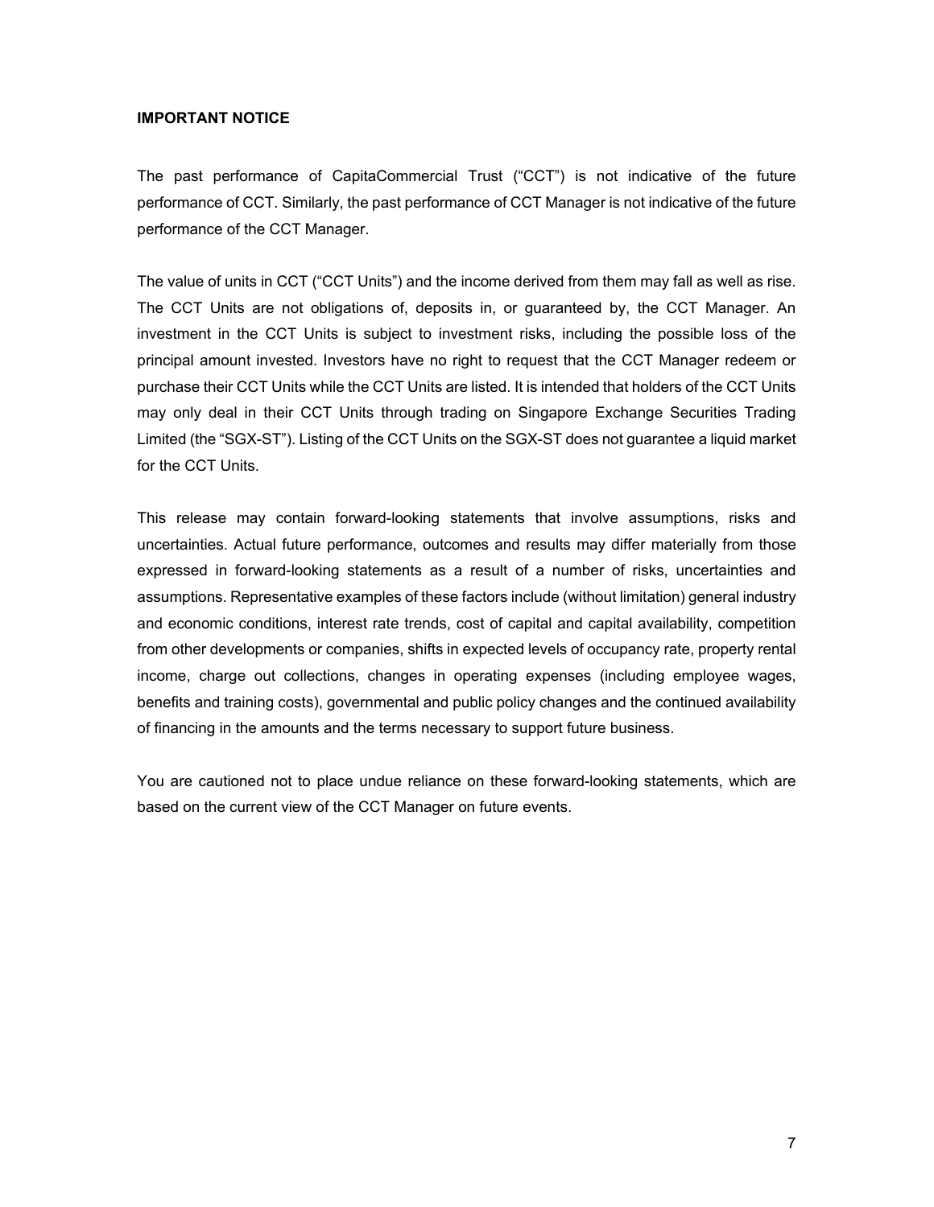**IMPORTANT NOTICE**

The past performance of CapitaCommercial Trust ("CCT") is not indicative of the future performance of CCT. Similarly, the past performance of CCT Manager is not indicative of the future performance of the CCT Manager.

The value of units in CCT ("CCT Units") and the income derived from them may fall as well as rise. The CCT Units are not obligations of, deposits in, or guaranteed by, the CCT Manager. An investment in the CCT Units is subject to investment risks, including the possible loss of the principal amount invested. Investors have no right to request that the CCT Manager redeem or purchase their CCT Units while the CCT Units are listed. It is intended that holders of the CCT Units may only deal in their CCT Units through trading on Singapore Exchange Securities Trading Limited (the "SGX-ST"). Listing of the CCT Units on the SGX-ST does not guarantee a liquid market for the CCT Units.

This release may contain forward-looking statements that involve assumptions, risks and uncertainties. Actual future performance, outcomes and results may differ materially from those expressed in forward-looking statements as a result of a number of risks, uncertainties and assumptions. Representative examples of these factors include (without limitation) general industry and economic conditions, interest rate trends, cost of capital and capital availability, competition from other developments or companies, shifts in expected levels of occupancy rate, property rental income, charge out collections, changes in operating expenses (including employee wages, benefits and training costs), governmental and public policy changes and the continued availability of financing in the amounts and the terms necessary to support future business.

You are cautioned not to place undue reliance on these forward-looking statements, which are based on the current view of the CCT Manager on future events.